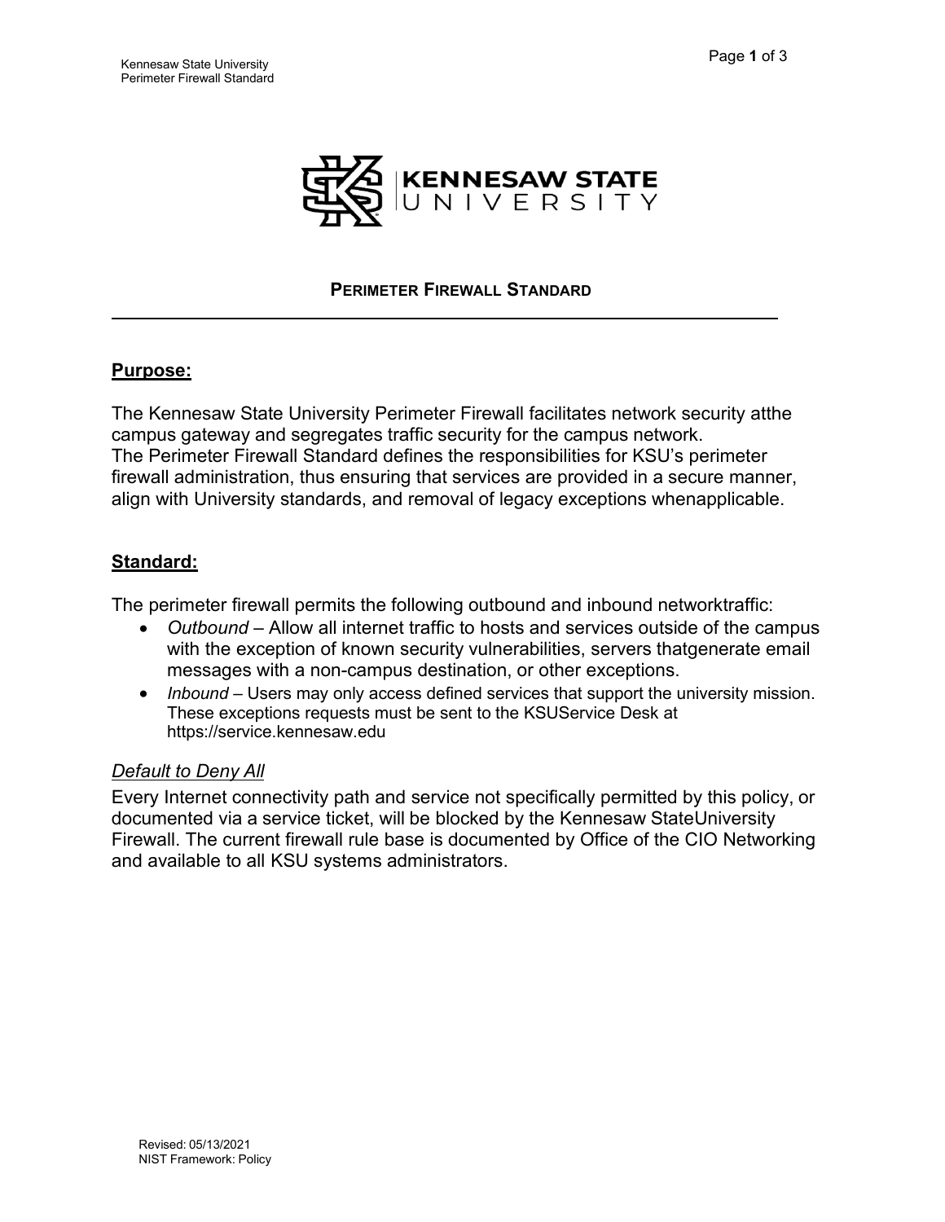# Perimeter Firewall Standard

## Purpose:

The Kennesaw State University Perimeter Firewall facilitates network security atthe campus gateway and segregates traffic security for the campus network.
The Perimeter Firewall Standard defines the responsibilities for KSU's perimeter firewall administration, thus ensuring that services are provided in a secure manner, align with University standards, and removal of legacy exceptions whenapplicable.

## Standard:

The perimeter firewall permits the following outbound and inbound networktraffic:

- *Outbound* – Allow all internet traffic to hosts and services outside of the campus with the exception of known security vulnerabilities, servers thatgenerate email messages with a non-campus destination, or other exceptions.
- *Inbound* – Users may only access defined services that support the university mission. These exceptions requests must be sent to the KSUService Desk at https://service.kennesaw.edu

### *Default to Deny All*

Every Internet connectivity path and service not specifically permitted by this policy, or documented via a service ticket, will be blocked by the Kennesaw StateUniversity Firewall. The current firewall rule base is documented by Office of the CIO Networking and available to all KSU systems administrators.

Revised: 05/13/2021
NIST Framework: Policy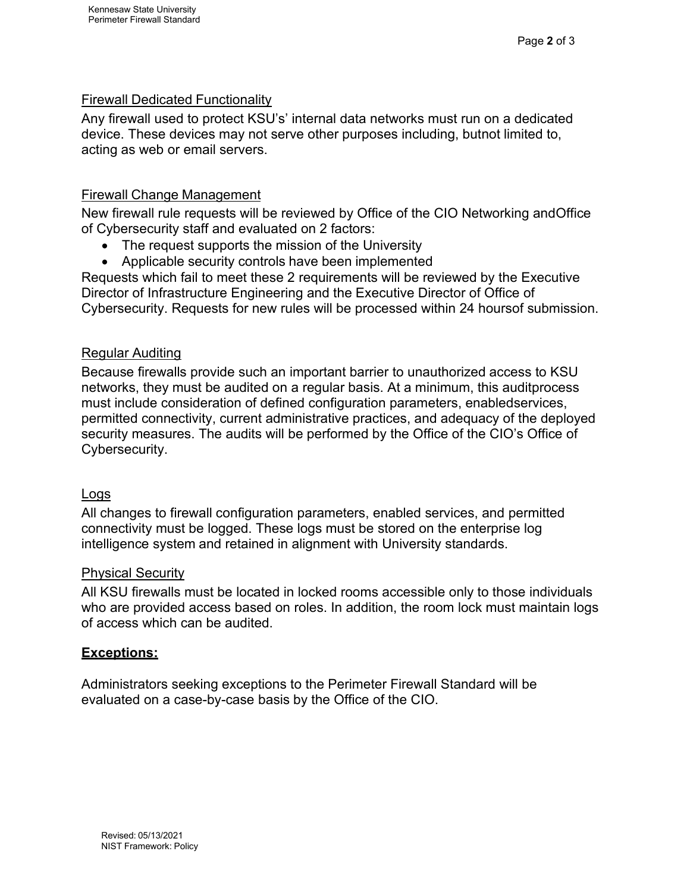Firewall Dedicated Functionality

Any firewall used to protect KSU's' internal data networks must run on a dedicated device. These devices may not serve other purposes including, butnot limited to, acting as web or email servers.

Firewall Change Management

New firewall rule requests will be reviewed by Office of the CIO Networking andOffice of Cybersecurity staff and evaluated on 2 factors:

- The request supports the mission of the University
- Applicable security controls have been implemented

Requests which fail to meet these 2 requirements will be reviewed by the Executive Director of Infrastructure Engineering and the Executive Director of Office of Cybersecurity. Requests for new rules will be processed within 24 hoursof submission.

Regular Auditing

Because firewalls provide such an important barrier to unauthorized access to KSU networks, they must be audited on a regular basis. At a minimum, this auditprocess must include consideration of defined configuration parameters, enabledservices, permitted connectivity, current administrative practices, and adequacy of the deployed security measures. The audits will be performed by the Office of the CIO's Office of Cybersecurity.

Logs

All changes to firewall configuration parameters, enabled services, and permitted connectivity must be logged. These logs must be stored on the enterprise log intelligence system and retained in alignment with University standards.

Physical Security

All KSU firewalls must be located in locked rooms accessible only to those individuals who are provided access based on roles. In addition, the room lock must maintain logs of access which can be audited.

## Exceptions:

Administrators seeking exceptions to the Perimeter Firewall Standard will be evaluated on a case-by-case basis by the Office of the CIO.

Revised: 05/13/2021
NIST Framework: Policy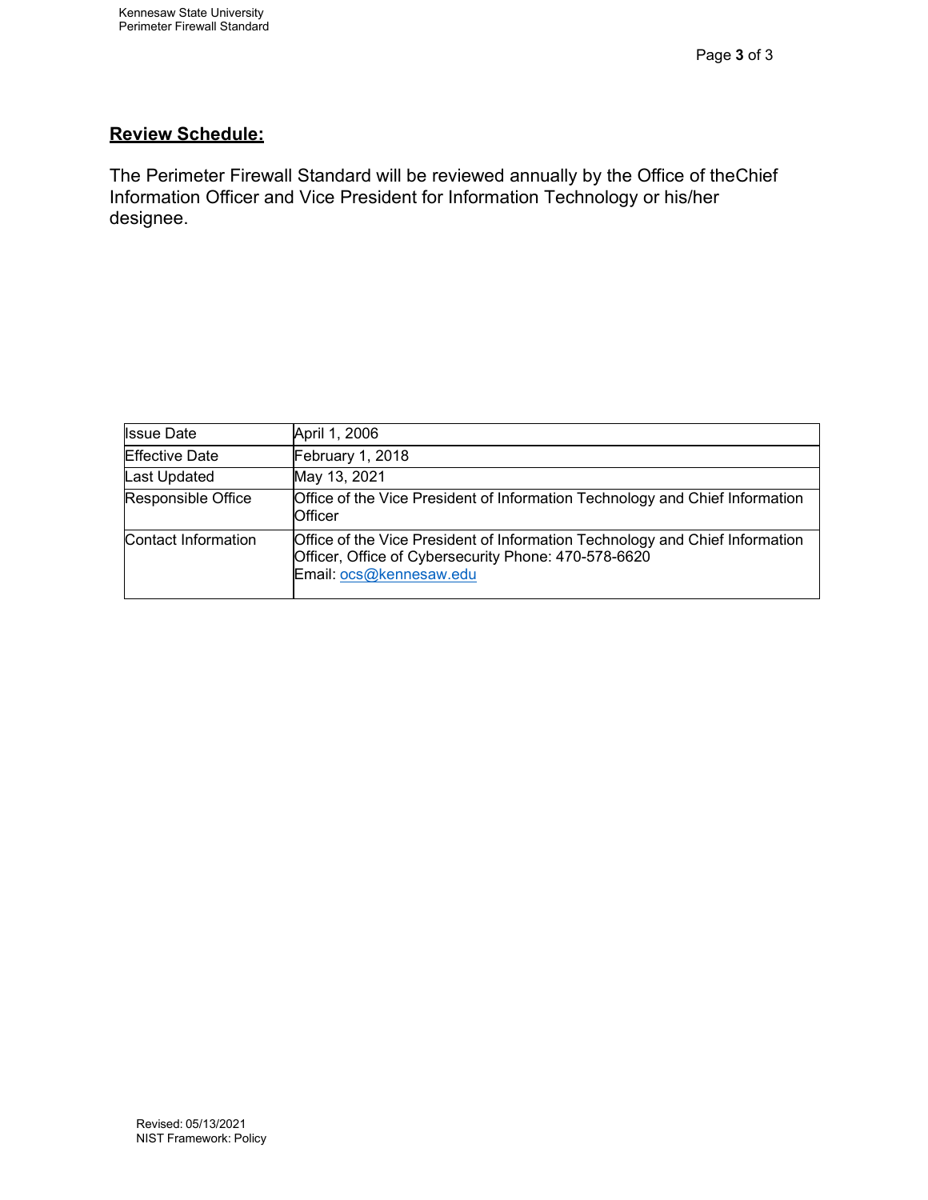## **Review Schedule:**

The Perimeter Firewall Standard will be reviewed annually by the Office of theChief Information Officer and Vice President for Information Technology or his/her designee.

| | |
|---|---|
| Issue Date | April 1, 2006 |
| Effective Date | February 1, 2018 |
| Last Updated | May 13, 2021 |
| Responsible Office | Office of the Vice President of Information Technology and Chief Information Officer |
| Contact Information | Office of the Vice President of Information Technology and Chief Information Officer, Office of Cybersecurity Phone: 470-578-6620<br>Email: ocs@kennesaw.edu |

Revised: 05/13/2021
NIST Framework: Policy